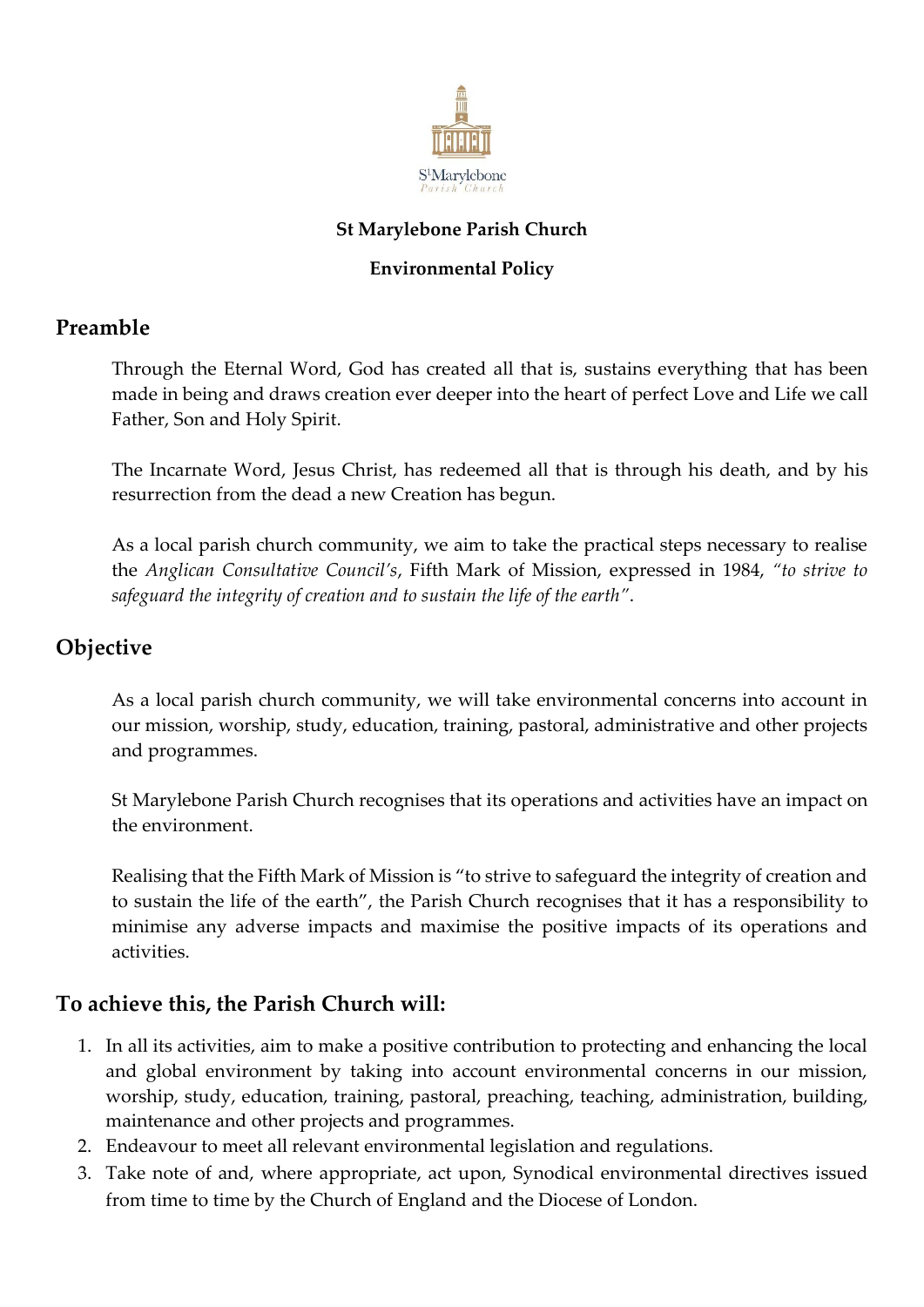**St Marylebone Parish Church**

**Environmental Policy**

## Preamble

Through the Eternal Word, God has created all that is, sustains everything that has been made in being and draws creation ever deeper into the heart of perfect Love and Life we call Father, Son and Holy Spirit.

The Incarnate Word, Jesus Christ, has redeemed all that is through his death, and by his resurrection from the dead a new Creation has begun.

As a local parish church community, we aim to take the practical steps necessary to realise the *Anglican Consultative Council's*, Fifth Mark of Mission, expressed in 1984, *"to strive to safeguard the integrity of creation and to sustain the life of the earth"*.

## Objective

As a local parish church community, we will take environmental concerns into account in our mission, worship, study, education, training, pastoral, administrative and other projects and programmes.

St Marylebone Parish Church recognises that its operations and activities have an impact on the environment.

Realising that the Fifth Mark of Mission is "to strive to safeguard the integrity of creation and to sustain the life of the earth", the Parish Church recognises that it has a responsibility to minimise any adverse impacts and maximise the positive impacts of its operations and activities.

## To achieve this, the Parish Church will:

1. In all its activities, aim to make a positive contribution to protecting and enhancing the local and global environment by taking into account environmental concerns in our mission, worship, study, education, training, pastoral, preaching, teaching, administration, building, maintenance and other projects and programmes.
2. Endeavour to meet all relevant environmental legislation and regulations.
3. Take note of and, where appropriate, act upon, Synodical environmental directives issued from time to time by the Church of England and the Diocese of London.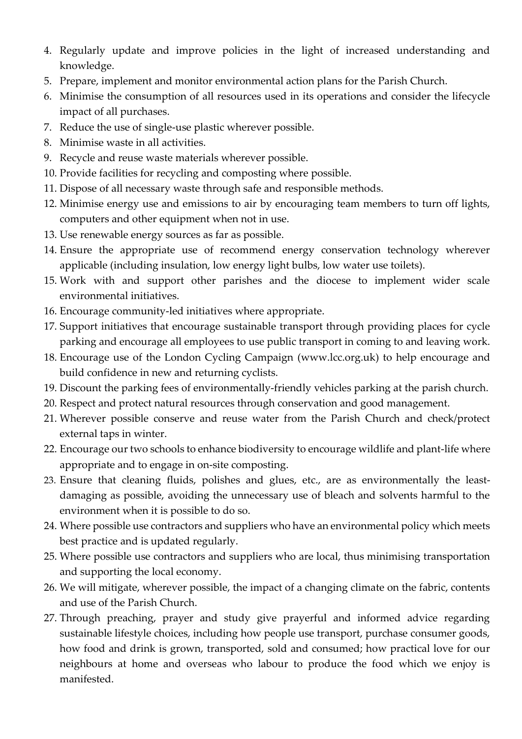4. Regularly update and improve policies in the light of increased understanding and knowledge.
5. Prepare, implement and monitor environmental action plans for the Parish Church.
6. Minimise the consumption of all resources used in its operations and consider the lifecycle impact of all purchases.
7. Reduce the use of single-use plastic wherever possible.
8. Minimise waste in all activities.
9. Recycle and reuse waste materials wherever possible.
10. Provide facilities for recycling and composting where possible.
11. Dispose of all necessary waste through safe and responsible methods.
12. Minimise energy use and emissions to air by encouraging team members to turn off lights, computers and other equipment when not in use.
13. Use renewable energy sources as far as possible.
14. Ensure the appropriate use of recommend energy conservation technology wherever applicable (including insulation, low energy light bulbs, low water use toilets).
15. Work with and support other parishes and the diocese to implement wider scale environmental initiatives.
16. Encourage community-led initiatives where appropriate.
17. Support initiatives that encourage sustainable transport through providing places for cycle parking and encourage all employees to use public transport in coming to and leaving work.
18. Encourage use of the London Cycling Campaign (www.lcc.org.uk) to help encourage and build confidence in new and returning cyclists.
19. Discount the parking fees of environmentally-friendly vehicles parking at the parish church.
20. Respect and protect natural resources through conservation and good management.
21. Wherever possible conserve and reuse water from the Parish Church and check/protect external taps in winter.
22. Encourage our two schools to enhance biodiversity to encourage wildlife and plant-life where appropriate and to engage in on-site composting.
23. Ensure that cleaning fluids, polishes and glues, etc., are as environmentally the least-damaging as possible, avoiding the unnecessary use of bleach and solvents harmful to the environment when it is possible to do so.
24. Where possible use contractors and suppliers who have an environmental policy which meets best practice and is updated regularly.
25. Where possible use contractors and suppliers who are local, thus minimising transportation and supporting the local economy.
26. We will mitigate, wherever possible, the impact of a changing climate on the fabric, contents and use of the Parish Church.
27. Through preaching, prayer and study give prayerful and informed advice regarding sustainable lifestyle choices, including how people use transport, purchase consumer goods, how food and drink is grown, transported, sold and consumed; how practical love for our neighbours at home and overseas who labour to produce the food which we enjoy is manifested.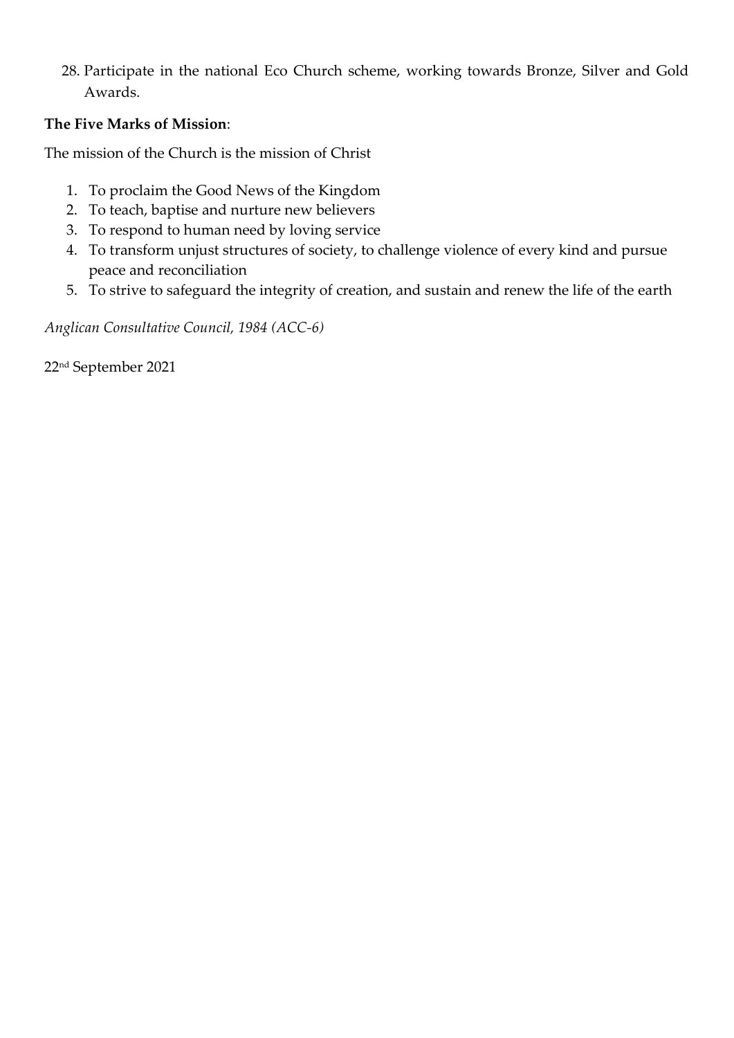28. Participate in the national Eco Church scheme, working towards Bronze, Silver and Gold Awards.

**The Five Marks of Mission**:

The mission of the Church is the mission of Christ

1. To proclaim the Good News of the Kingdom
2. To teach, baptise and nurture new believers
3. To respond to human need by loving service
4. To transform unjust structures of society, to challenge violence of every kind and pursue peace and reconciliation
5. To strive to safeguard the integrity of creation, and sustain and renew the life of the earth

*Anglican Consultative Council, 1984 (ACC-6)*

22nd September 2021